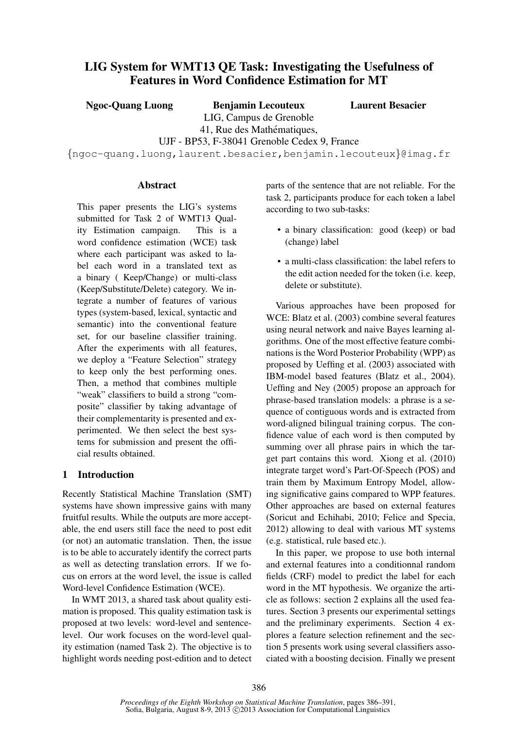# LIG System for WMT13 QE Task: Investigating the Usefulness of Features in Word Confidence Estimation for MT

**Ngoc-Quang Luong** **Benjamin Lecouteux** **Laurent Besacier**

LIG, Campus de Grenoble
41, Rue des Mathématiques,
UJF - BP53, F-38041 Grenoble Cedex 9, France

{ngoc-quang.luong,laurent.besacier,benjamin.lecouteux}@imag.fr

## Abstract

This paper presents the LIG's systems submitted for Task 2 of WMT13 Quality Estimation campaign. This is a word confidence estimation (WCE) task where each participant was asked to label each word in a translated text as a binary ( Keep/Change) or multi-class (Keep/Substitute/Delete) category. We integrate a number of features of various types (system-based, lexical, syntactic and semantic) into the conventional feature set, for our baseline classifier training. After the experiments with all features, we deploy a "Feature Selection" strategy to keep only the best performing ones. Then, a method that combines multiple "weak" classifiers to build a strong "composite" classifier by taking advantage of their complementarity is presented and experimented. We then select the best systems for submission and present the official results obtained.

## 1 Introduction

Recently Statistical Machine Translation (SMT) systems have shown impressive gains with many fruitful results. While the outputs are more acceptable, the end users still face the need to post edit (or not) an automatic translation. Then, the issue is to be able to accurately identify the correct parts as well as detecting translation errors. If we focus on errors at the word level, the issue is called Word-level Confidence Estimation (WCE).

In WMT 2013, a shared task about quality estimation is proposed. This quality estimation task is proposed at two levels: word-level and sentence-level. Our work focuses on the word-level quality estimation (named Task 2). The objective is to highlight words needing post-edition and to detect parts of the sentence that are not reliable. For the task 2, participants produce for each token a label according to two sub-tasks:

- a binary classification: good (keep) or bad (change) label
- a multi-class classification: the label refers to the edit action needed for the token (i.e. keep, delete or substitute).

Various approaches have been proposed for WCE: Blatz et al. (2003) combine several features using neural network and naive Bayes learning algorithms. One of the most effective feature combinations is the Word Posterior Probability (WPP) as proposed by Ueffing et al. (2003) associated with IBM-model based features (Blatz et al., 2004). Ueffing and Ney (2005) propose an approach for phrase-based translation models: a phrase is a sequence of contiguous words and is extracted from word-aligned bilingual training corpus. The confidence value of each word is then computed by summing over all phrase pairs in which the target part contains this word. Xiong et al. (2010) integrate target word's Part-Of-Speech (POS) and train them by Maximum Entropy Model, allowing significative gains compared to WPP features. Other approaches are based on external features (Soricut and Echihabi, 2010; Felice and Specia, 2012) allowing to deal with various MT systems (e.g. statistical, rule based etc.).

In this paper, we propose to use both internal and external features into a conditionnal random fields (CRF) model to predict the label for each word in the MT hypothesis. We organize the article as follows: section 2 explains all the used features. Section 3 presents our experimental settings and the preliminary experiments. Section 4 explores a feature selection refinement and the section 5 presents work using several classifiers associated with a boosting decision. Finally we present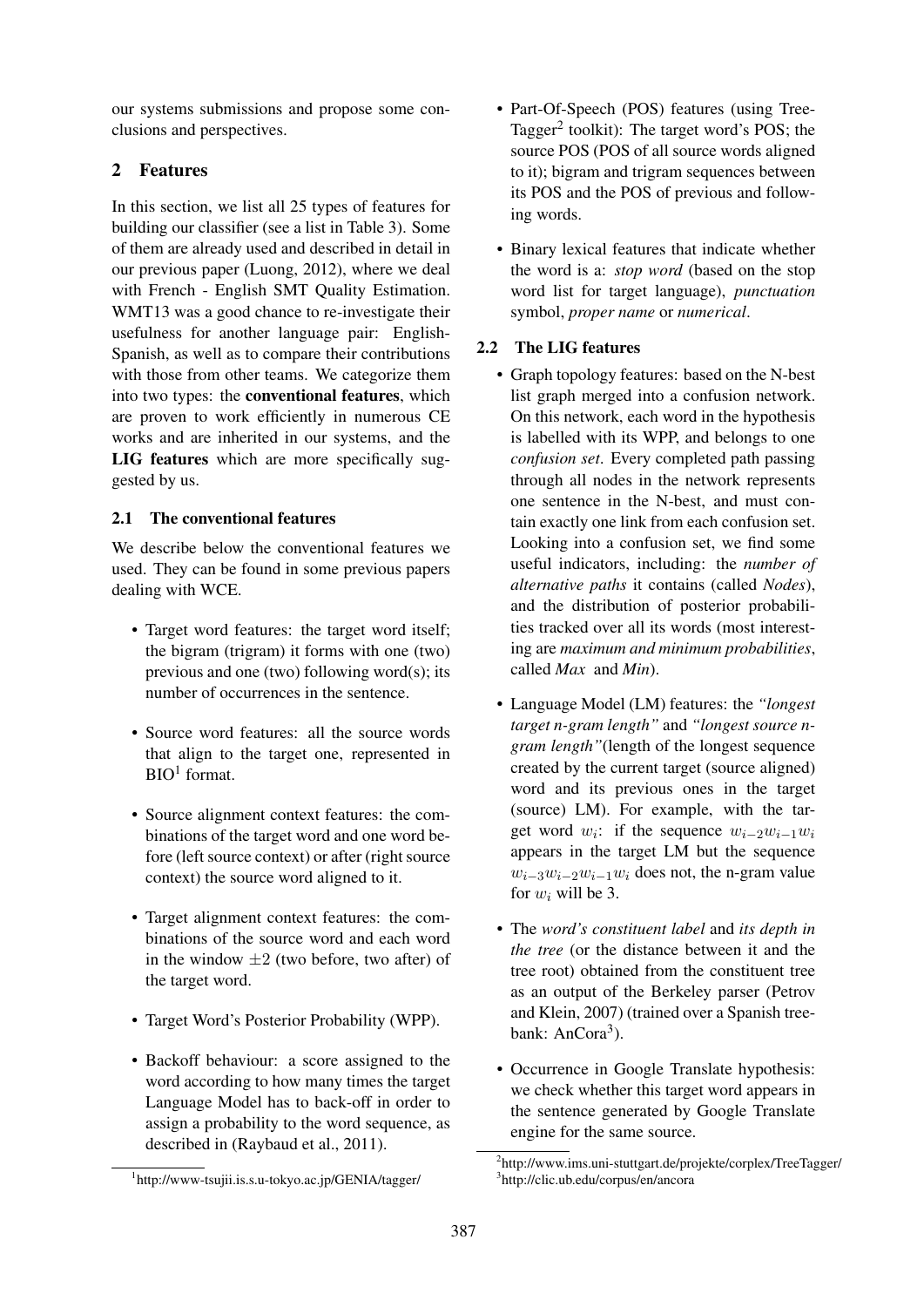our systems submissions and propose some conclusions and perspectives.

## 2 Features

In this section, we list all 25 types of features for building our classifier (see a list in Table 3). Some of them are already used and described in detail in our previous paper (Luong, 2012), where we deal with French - English SMT Quality Estimation. WMT13 was a good chance to re-investigate their usefulness for another language pair: English-Spanish, as well as to compare their contributions with those from other teams. We categorize them into two types: the **conventional features**, which are proven to work efficiently in numerous CE works and are inherited in our systems, and the **LIG features** which are more specifically suggested by us.

### 2.1 The conventional features

We describe below the conventional features we used. They can be found in some previous papers dealing with WCE.

- Target word features: the target word itself; the bigram (trigram) it forms with one (two) previous and one (two) following word(s); its number of occurrences in the sentence.
- Source word features: all the source words that align to the target one, represented in BIO[1] format.
- Source alignment context features: the combinations of the target word and one word before (left source context) or after (right source context) the source word aligned to it.
- Target alignment context features: the combinations of the source word and each word in the window $\pm 2$ (two before, two after) of the target word.
- Target Word's Posterior Probability (WPP).
- Backoff behaviour: a score assigned to the word according to how many times the target Language Model has to back-off in order to assign a probability to the word sequence, as described in (Raybaud et al., 2011).
- Part-Of-Speech (POS) features (using Tree-Tagger[2] toolkit): The target word's POS; the source POS (POS of all source words aligned to it); bigram and trigram sequences between its POS and the POS of previous and following words.
- Binary lexical features that indicate whether the word is a: *stop word* (based on the stop word list for target language), *punctuation* symbol, *proper name* or *numerical*.

### 2.2 The LIG features

- Graph topology features: based on the N-best list graph merged into a confusion network. On this network, each word in the hypothesis is labelled with its WPP, and belongs to one *confusion set*. Every completed path passing through all nodes in the network represents one sentence in the N-best, and must contain exactly one link from each confusion set. Looking into a confusion set, we find some useful indicators, including: the *number of alternative paths* it contains (called *Nodes*), and the distribution of posterior probabilities tracked over all its words (most interesting are *maximum and minimum probabilities*, called *Max* and *Min*).
- Language Model (LM) features: the *"longest target n-gram length"* and *"longest source n-gram length"*(length of the longest sequence created by the current target (source aligned) word and its previous ones in the target (source) LM). For example, with the target word $w_i$: if the sequence $w_{i-2}w_{i-1}w_i$ appears in the target LM but the sequence $w_{i-3}w_{i-2}w_{i-1}w_i$ does not, the n-gram value for $w_i$ will be 3.
- The *word's constituent label* and *its depth in the tree* (or the distance between it and the tree root) obtained from the constituent tree as an output of the Berkeley parser (Petrov and Klein, 2007) (trained over a Spanish treebank: AnCora[3]).
- Occurrence in Google Translate hypothesis: we check whether this target word appears in the sentence generated by Google Translate engine for the same source.

[1] http://www-tsujii.is.s.u-tokyo.ac.jp/GENIA/tagger/

[2] http://www.ims.uni-stuttgart.de/projekte/corplex/TreeTagger/

[3] http://clic.ub.edu/corpus/en/ancora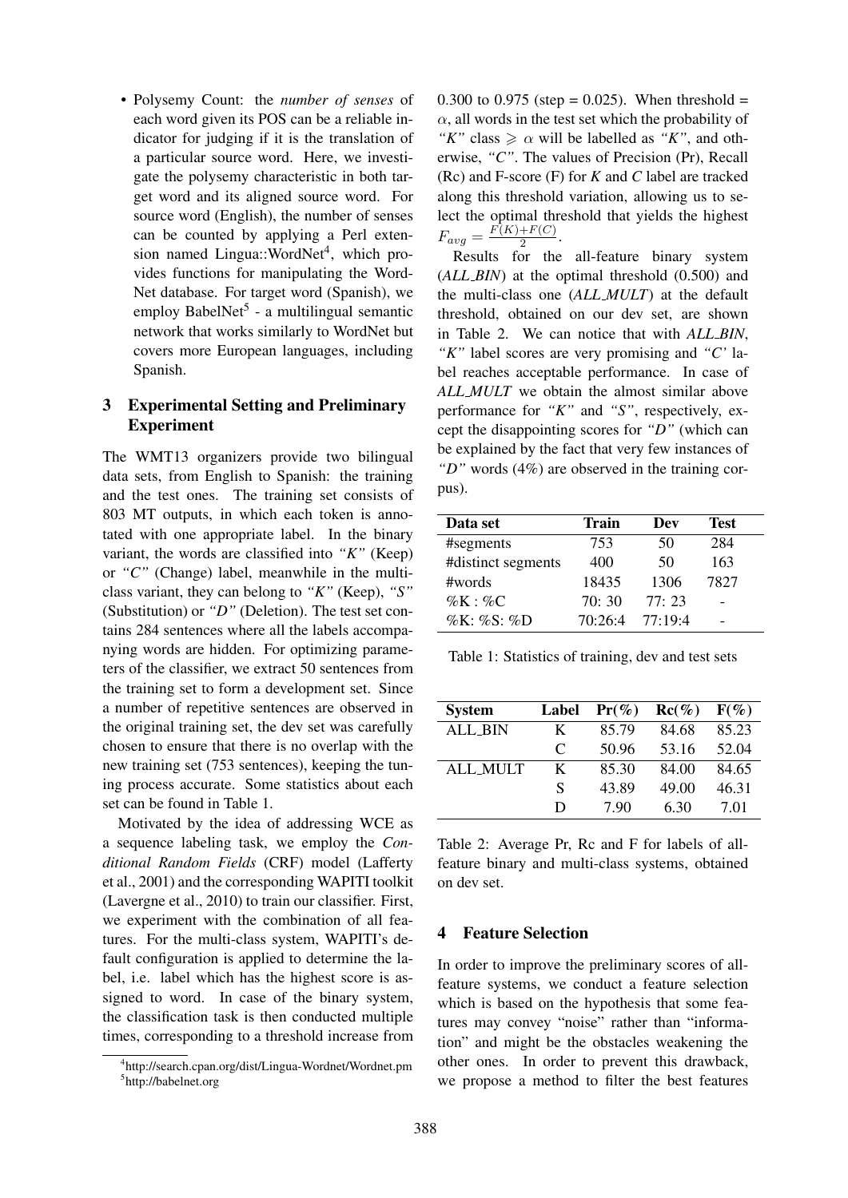- Polysemy Count: the *number of senses* of each word given its POS can be a reliable indicator for judging if it is the translation of a particular source word. Here, we investigate the polysemy characteristic in both target word and its aligned source word. For source word (English), the number of senses can be counted by applying a Perl extension named Lingua::WordNet[4], which provides functions for manipulating the WordNet database. For target word (Spanish), we employ BabelNet[5] - a multilingual semantic network that works similarly to WordNet but covers more European languages, including Spanish.

## 3 Experimental Setting and Preliminary Experiment

The WMT13 organizers provide two bilingual data sets, from English to Spanish: the training and the test ones. The training set consists of 803 MT outputs, in which each token is annotated with one appropriate label. In the binary variant, the words are classified into *"K"* (Keep) or *"C"* (Change) label, meanwhile in the multi-class variant, they can belong to *"K"* (Keep), *"S"* (Substitution) or *"D"* (Deletion). The test set contains 284 sentences where all the labels accompanying words are hidden. For optimizing parameters of the classifier, we extract 50 sentences from the training set to form a development set. Since a number of repetitive sentences are observed in the original training set, the dev set was carefully chosen to ensure that there is no overlap with the new training set (753 sentences), keeping the tuning process accurate. Some statistics about each set can be found in Table 1.

Motivated by the idea of addressing WCE as a sequence labeling task, we employ the *Conditional Random Fields* (CRF) model (Lafferty et al., 2001) and the corresponding WAPITI toolkit (Lavergne et al., 2010) to train our classifier. First, we experiment with the combination of all features. For the multi-class system, WAPITI's default configuration is applied to determine the label, i.e. label which has the highest score is assigned to word. In case of the binary system, the classification task is then conducted multiple times, corresponding to a threshold increase from 0.300 to 0.975 (step = 0.025). When threshold = $\alpha$, all words in the test set which the probability of *"K"* class $\geqslant \alpha$ will be labelled as *"K"*, and otherwise, *"C"*. The values of Precision (Pr), Recall (Rc) and F-score (F) for *K* and *C* label are tracked along this threshold variation, allowing us to select the optimal threshold that yields the highest $F_{avg} = \frac{F(K)+F(C)}{2}$.

Results for the all-feature binary system (*ALL_BIN*) at the optimal threshold (0.500) and the multi-class one (*ALL_MULT*) at the default threshold, obtained on our dev set, are shown in Table 2. We can notice that with *ALL_BIN*, *"K"* label scores are very promising and *"C"* label reaches acceptable performance. In case of *ALL_MULT* we obtain the almost similar above performance for *"K"* and *"S"*, respectively, except the disappointing scores for *"D"* (which can be explained by the fact that very few instances of *"D"* words (4%) are observed in the training corpus).

| Data set | Train | Dev | Test |
|---|---|---|---|
| #segments | 753 | 50 | 284 |
| #distinct segments | 400 | 50 | 163 |
| #words | 18435 | 1306 | 7827 |
| %K : %C | 70: 30 | 77: 23 | - |
| %K: %S: %D | 70:26:4 | 77:19:4 | - |

Table 1: Statistics of training, dev and test sets

| System | Label | Pr(%) | Rc(%) | F(%) |
|---|---|---|---|---|
| ALL_BIN | K | 85.79 | 84.68 | 85.23 |
| | C | 50.96 | 53.16 | 52.04 |
| ALL_MULT | K | 85.30 | 84.00 | 84.65 |
| | S | 43.89 | 49.00 | 46.31 |
| | D | 7.90 | 6.30 | 7.01 |

Table 2: Average Pr, Rc and F for labels of all-feature binary and multi-class systems, obtained on dev set.

## 4 Feature Selection

In order to improve the preliminary scores of all-feature systems, we conduct a feature selection which is based on the hypothesis that some features may convey "noise" rather than "information" and might be the obstacles weakening the other ones. In order to prevent this drawback, we propose a method to filter the best features

[4] http://search.cpan.org/dist/Lingua-Wordnet/Wordnet.pm

[5] http://babelnet.org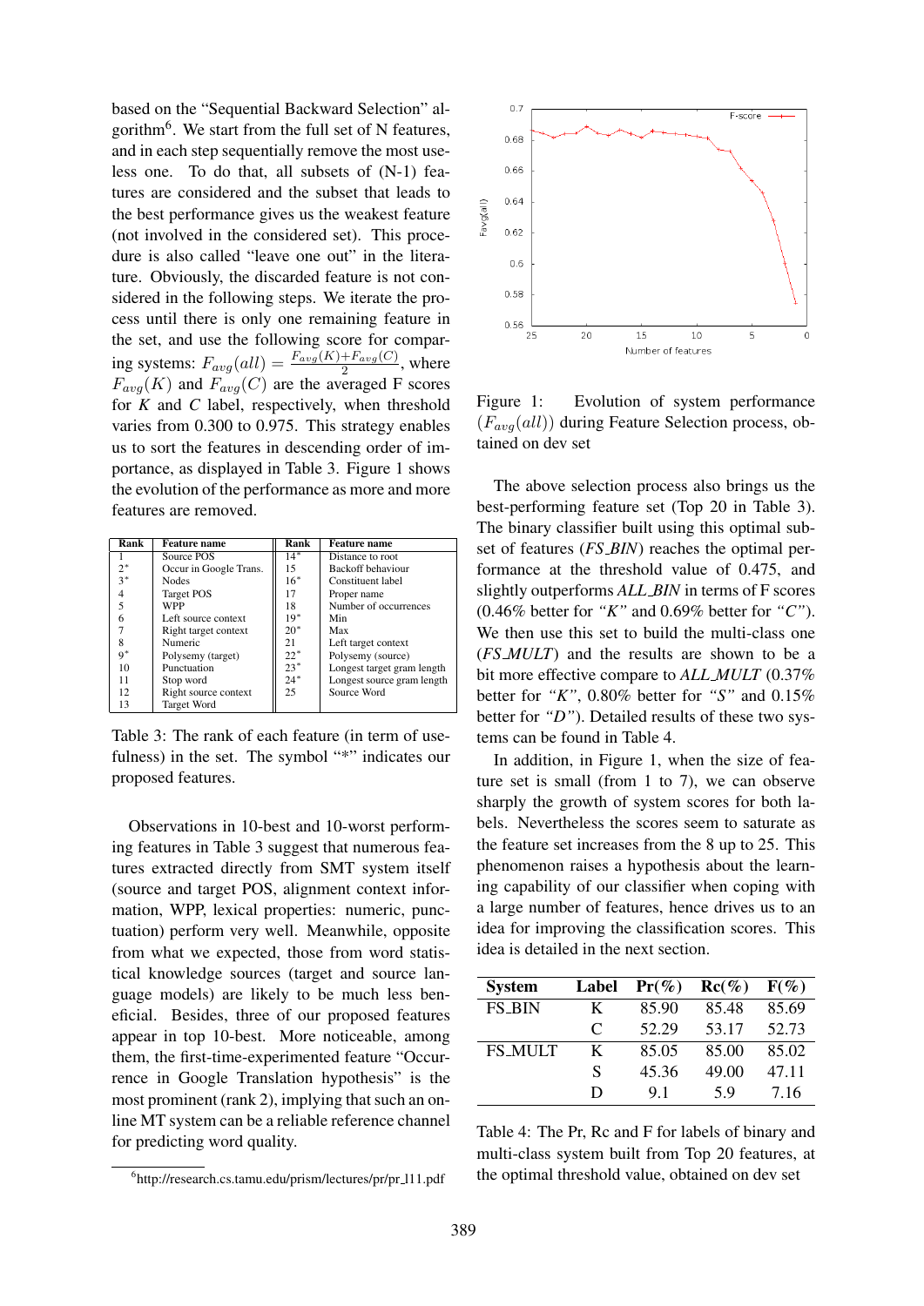based on the "Sequential Backward Selection" algorithm[6]. We start from the full set of N features, and in each step sequentially remove the most useless one. To do that, all subsets of (N-1) features are considered and the subset that leads to the best performance gives us the weakest feature (not involved in the considered set). This procedure is also called "leave one out" in the literature. Obviously, the discarded feature is not considered in the following steps. We iterate the process until there is only one remaining feature in the set, and use the following score for comparing systems: $F_{avg}(all) = \frac{F_{avg}(K)+F_{avg}(C)}{2}$, where $F_{avg}(K)$ and $F_{avg}(C)$ are the averaged F scores for $K$ and $C$ label, respectively, when threshold varies from 0.300 to 0.975. This strategy enables us to sort the features in descending order of importance, as displayed in Table 3. Figure 1 shows the evolution of the performance as more and more features are removed.

| Rank | Feature name | Rank | Feature name |
|---|---|---|---|
| 1 | Source POS | 14* | Distance to root |
| 2* | Occur in Google Trans. | 15 | Backoff behaviour |
| 3* | Nodes | 16* | Constituent label |
| 4 | Target POS | 17 | Proper name |
| 5 | WPP | 18 | Number of occurrences |
| 6 | Left source context | 19* | Min |
| 7 | Right target context | 20* | Max |
| 8 | Numeric | 21 | Left target context |
| 9* | Polysemy (target) | 22* | Polysemy (source) |
| 10 | Punctuation | 23* | Longest target gram length |
| 11 | Stop word | 24* | Longest source gram length |
| 12 | Right source context | 25 | Source Word |
| 13 | Target Word | | |

Table 3: The rank of each feature (in term of usefulness) in the set. The symbol "*" indicates our proposed features.

Observations in 10-best and 10-worst performing features in Table 3 suggest that numerous features extracted directly from SMT system itself (source and target POS, alignment context information, WPP, lexical properties: numeric, punctuation) perform very well. Meanwhile, opposite from what we expected, those from word statistical knowledge sources (target and source language models) are likely to be much less beneficial. Besides, three of our proposed features appear in top 10-best. More noticeable, among them, the first-time-experimented feature "Occurrence in Google Translation hypothesis" is the most prominent (rank 2), implying that such an online MT system can be a reliable reference channel for predicting word quality.

[6] http://research.cs.tamu.edu/prism/lectures/pr/pr_l11.pdf

Figure 1: Evolution of system performance ($F_{avg}(all)$) during Feature Selection process, obtained on dev set

The above selection process also brings us the best-performing feature set (Top 20 in Table 3). The binary classifier built using this optimal subset of features (*FS_BIN*) reaches the optimal performance at the threshold value of 0.475, and slightly outperforms *ALL_BIN* in terms of F scores (0.46% better for *"K"* and 0.69% better for *"C"*). We then use this set to build the multi-class one (*FS_MULT*) and the results are shown to be a bit more effective compare to *ALL_MULT* (0.37% better for *"K"*, 0.80% better for *"S"* and 0.15% better for *"D"*). Detailed results of these two systems can be found in Table 4.

In addition, in Figure 1, when the size of feature set is small (from 1 to 7), we can observe sharply the growth of system scores for both labels. Nevertheless the scores seem to saturate as the feature set increases from the 8 up to 25. This phenomenon raises a hypothesis about the learning capability of our classifier when coping with a large number of features, hence drives us to an idea for improving the classification scores. This idea is detailed in the next section.

| System | Label | Pr(%) | Rc(%) | F(%) |
|---|---|---|---|---|
| FS_BIN | K | 85.90 | 85.48 | 85.69 |
| | C | 52.29 | 53.17 | 52.73 |
| FS_MULT | K | 85.05 | 85.00 | 85.02 |
| | S | 45.36 | 49.00 | 47.11 |
| | D | 9.1 | 5.9 | 7.16 |

Table 4: The Pr, Rc and F for labels of binary and multi-class system built from Top 20 features, at the optimal threshold value, obtained on dev set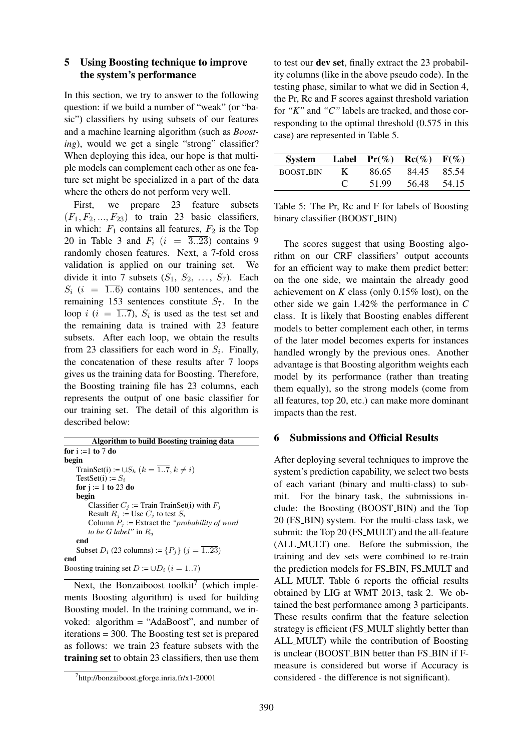## 5 Using Boosting technique to improve the system's performance

In this section, we try to answer to the following question: if we build a number of "weak" (or "basic") classifiers by using subsets of our features and a machine learning algorithm (such as *Boosting*), would we get a single "strong" classifier? When deploying this idea, our hope is that multiple models can complement each other as one feature set might be specialized in a part of the data where the others do not perform very well.

First, we prepare 23 feature subsets $(F_1, F_2, ..., F_{23})$ to train 23 basic classifiers, in which: $F_1$ contains all features, $F_2$ is the Top 20 in Table 3 and $F_i$ $(i = \overline{3..23})$ contains 9 randomly chosen features. Next, a 7-fold cross validation is applied on our training set. We divide it into 7 subsets $(S_1, S_2, \ldots, S_7)$. Each $S_i$ $(i = \overline{1..6})$ contains 100 sentences, and the remaining 153 sentences constitute $S_7$. In the loop $i$ $(i = \overline{1..7})$, $S_i$ is used as the test set and the remaining data is trained with 23 feature subsets. After each loop, we obtain the results from 23 classifiers for each word in $S_i$. Finally, the concatenation of these results after 7 loops gives us the training data for Boosting. Therefore, the Boosting training file has 23 columns, each represents the output of one basic classifier for our training set. The detail of this algorithm is described below:

**Algorithm to build Boosting training data**

```
for i :=1 to 7 do
begin
    TrainSet(i) := ∪S_k (k = 1..7, k ≠ i)
    TestSet(i) := S_i
    for j := 1 to 23 do
    begin
        Classifier C_j := Train TrainSet(i) with F_j
        Result R_j := Use C_j to test S_i
        Column P_j := Extract the "probability of word
        to be G label" in R_j
    end
    Subset D_i (23 columns) := {P_j} (j = 1..23)
end
Boosting training set D := ∪D_i (i = 1..7)
```

Next, the Bonzaiboost toolkit[7] (which implements Boosting algorithm) is used for building Boosting model. In the training command, we invoked: algorithm = "AdaBoost", and number of iterations = 300. The Boosting test set is prepared as follows: we train 23 feature subsets with the **training set** to obtain 23 classifiers, then use them to test our **dev set**, finally extract the 23 probability columns (like in the above pseudo code). In the testing phase, similar to what we did in Section 4, the Pr, Rc and F scores against threshold variation for *"K"* and *"C"* labels are tracked, and those corresponding to the optimal threshold (0.575 in this case) are represented in Table 5.

| System | Label | Pr(%) | Rc(%) | F(%) |
|---|---|---|---|---|
| BOOST_BIN | K | 86.65 | 84.45 | 85.54 |
| | C | 51.99 | 56.48 | 54.15 |

Table 5: The Pr, Rc and F for labels of Boosting binary classifier (BOOST_BIN)

The scores suggest that using Boosting algorithm on our CRF classifiers' output accounts for an efficient way to make them predict better: on the one side, we maintain the already good achievement on *K* class (only 0.15% lost), on the other side we gain 1.42% the performance in *C* class. It is likely that Boosting enables different models to better complement each other, in terms of the later model becomes experts for instances handled wrongly by the previous ones. Another advantage is that Boosting algorithm weights each model by its performance (rather than treating them equally), so the strong models (come from all features, top 20, etc.) can make more dominant impacts than the rest.

## 6 Submissions and Official Results

After deploying several techniques to improve the system's prediction capability, we select two bests of each variant (binary and multi-class) to submit. For the binary task, the submissions include: the Boosting (BOOST_BIN) and the Top 20 (FS_BIN) system. For the multi-class task, we submit: the Top 20 (FS_MULT) and the all-feature (ALL_MULT) one. Before the submission, the training and dev sets were combined to re-train the prediction models for FS_BIN, FS_MULT and ALL_MULT. Table 6 reports the official results obtained by LIG at WMT 2013, task 2. We obtained the best performance among 3 participants. These results confirm that the feature selection strategy is efficient (FS_MULT slightly better than ALL_MULT) while the contribution of Boosting is unclear (BOOST_BIN better than FS_BIN if F-measure is considered but worse if Accuracy is considered - the difference is not significant).

[7] http://bonzaiboost.gforge.inria.fr/x1-20001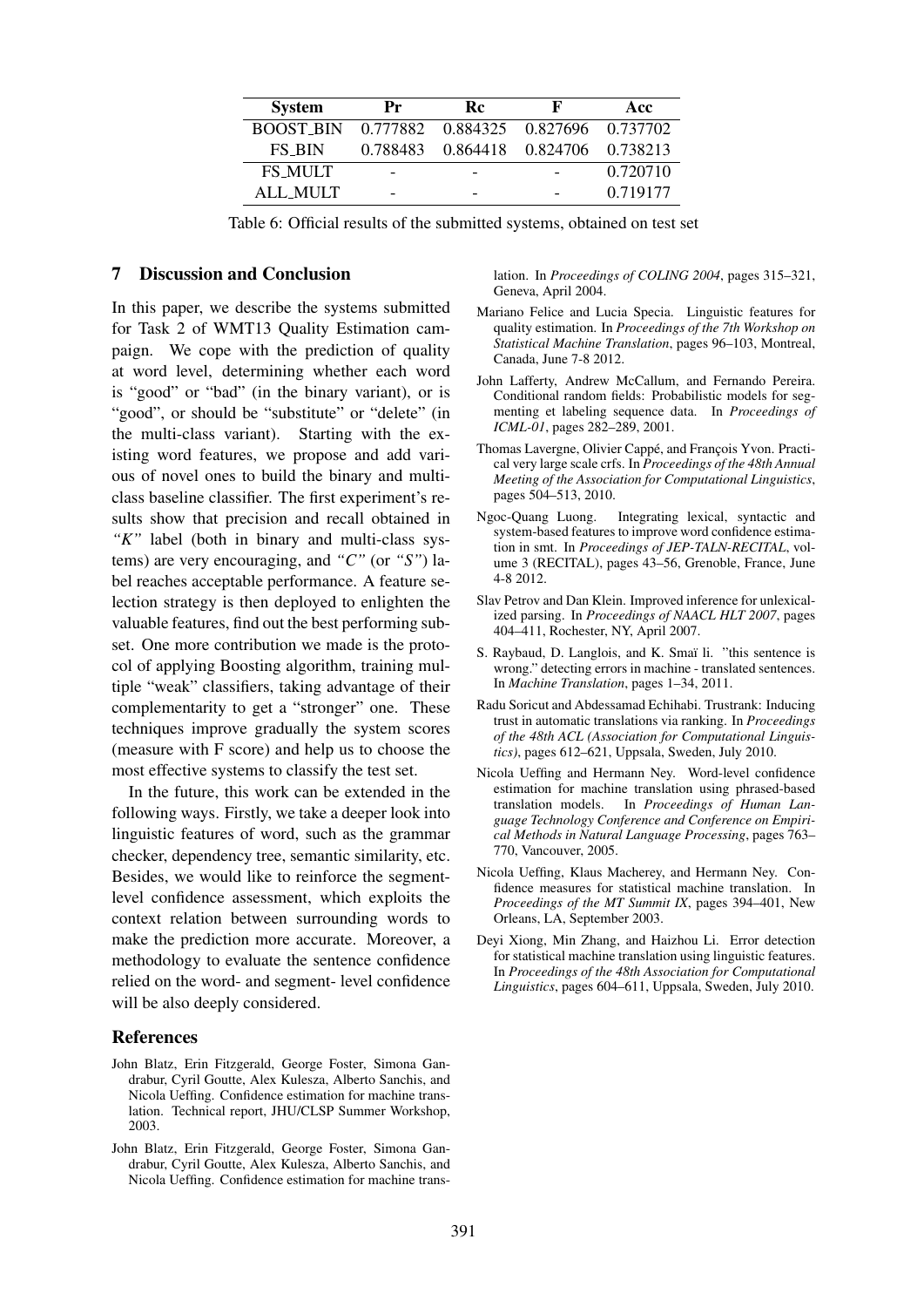| System | Pr | Rc | F | Acc |
|---|---|---|---|---|
| BOOST_BIN | 0.777882 | 0.884325 | 0.827696 | 0.737702 |
| FS_BIN | 0.788483 | 0.864418 | 0.824706 | 0.738213 |
| FS_MULT | - | - | - | 0.720710 |
| ALL_MULT | - | - | - | 0.719177 |

Table 6: Official results of the submitted systems, obtained on test set

## 7 Discussion and Conclusion

In this paper, we describe the systems submitted for Task 2 of WMT13 Quality Estimation campaign. We cope with the prediction of quality at word level, determining whether each word is "good" or "bad" (in the binary variant), or is "good", or should be "substitute" or "delete" (in the multi-class variant). Starting with the existing word features, we propose and add various of novel ones to build the binary and multi-class baseline classifier. The first experiment's results show that precision and recall obtained in *"K"* label (both in binary and multi-class systems) are very encouraging, and *"C"* (or *"S"*) label reaches acceptable performance. A feature selection strategy is then deployed to enlighten the valuable features, find out the best performing subset. One more contribution we made is the protocol of applying Boosting algorithm, training multiple "weak" classifiers, taking advantage of their complementarity to get a "stronger" one. These techniques improve gradually the system scores (measure with F score) and help us to choose the most effective systems to classify the test set.

In the future, this work can be extended in the following ways. Firstly, we take a deeper look into linguistic features of word, such as the grammar checker, dependency tree, semantic similarity, etc. Besides, we would like to reinforce the segment-level confidence assessment, which exploits the context relation between surrounding words to make the prediction more accurate. Moreover, a methodology to evaluate the sentence confidence relied on the word- and segment- level confidence will be also deeply considered.

## References

John Blatz, Erin Fitzgerald, George Foster, Simona Gandrabur, Cyril Goutte, Alex Kulesza, Alberto Sanchis, and Nicola Ueffing. Confidence estimation for machine translation. Technical report, JHU/CLSP Summer Workshop, 2003.

John Blatz, Erin Fitzgerald, George Foster, Simona Gandrabur, Cyril Goutte, Alex Kulesza, Alberto Sanchis, and Nicola Ueffing. Confidence estimation for machine translation. In *Proceedings of COLING 2004*, pages 315–321, Geneva, April 2004.

Mariano Felice and Lucia Specia. Linguistic features for quality estimation. In *Proceedings of the 7th Workshop on Statistical Machine Translation*, pages 96–103, Montreal, Canada, June 7-8 2012.

John Lafferty, Andrew McCallum, and Fernando Pereira. Conditional random fields: Probabilistic models for segmenting et labeling sequence data. In *Proceedings of ICML-01*, pages 282–289, 2001.

Thomas Lavergne, Olivier Cappé, and François Yvon. Practical very large scale crfs. In *Proceedings of the 48th Annual Meeting of the Association for Computational Linguistics*, pages 504–513, 2010.

Ngoc-Quang Luong. Integrating lexical, syntactic and system-based features to improve word confidence estimation in smt. In *Proceedings of JEP-TALN-RECITAL*, volume 3 (RECITAL), pages 43–56, Grenoble, France, June 4-8 2012.

Slav Petrov and Dan Klein. Improved inference for unlexicalized parsing. In *Proceedings of NAACL HLT 2007*, pages 404–411, Rochester, NY, April 2007.

S. Raybaud, D. Langlois, and K. Smaï li. "this sentence is wrong." detecting errors in machine - translated sentences. In *Machine Translation*, pages 1–34, 2011.

Radu Soricut and Abdessamad Echihabi. Trustrank: Inducing trust in automatic translations via ranking. In *Proceedings of the 48th ACL (Association for Computational Linguistics)*, pages 612–621, Uppsala, Sweden, July 2010.

Nicola Ueffing and Hermann Ney. Word-level confidence estimation for machine translation using phrased-based translation models. In *Proceedings of Human Language Technology Conference and Conference on Empirical Methods in Natural Language Processing*, pages 763–770, Vancouver, 2005.

Nicola Ueffing, Klaus Macherey, and Hermann Ney. Confidence measures for statistical machine translation. In *Proceedings of the MT Summit IX*, pages 394–401, New Orleans, LA, September 2003.

Deyi Xiong, Min Zhang, and Haizhou Li. Error detection for statistical machine translation using linguistic features. In *Proceedings of the 48th Association for Computational Linguistics*, pages 604–611, Uppsala, Sweden, July 2010.